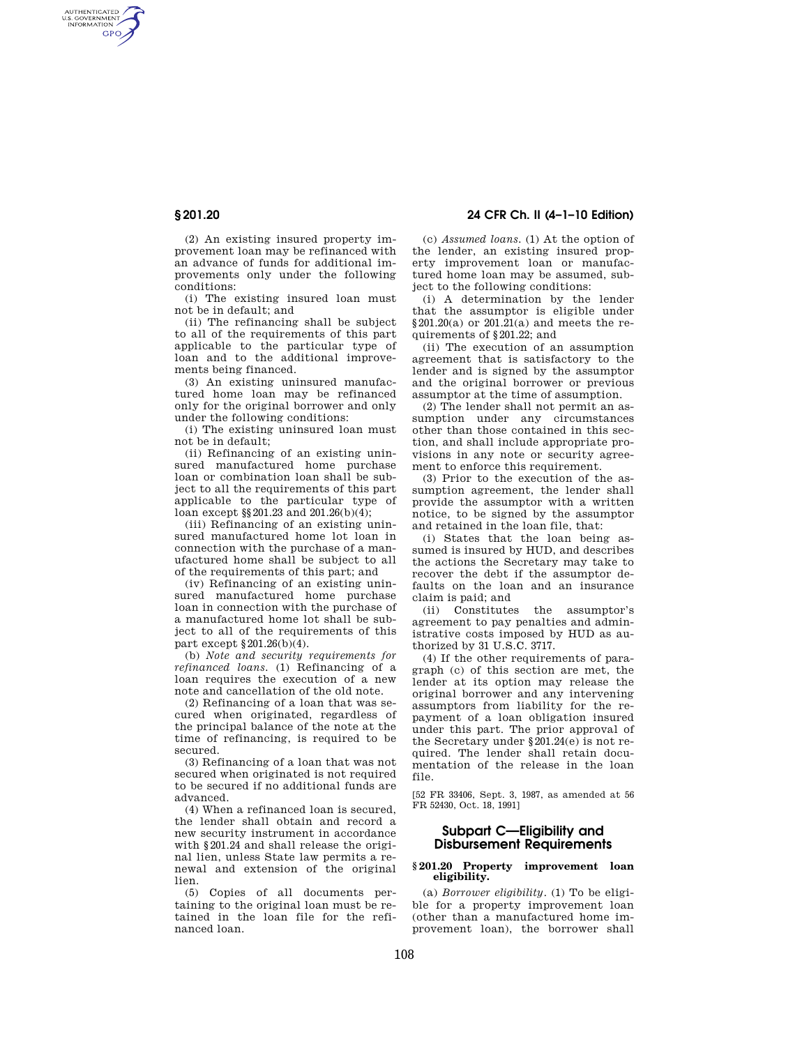(2) An existing insured property improvement loan may be refinanced with an advance of funds for additional improvements only under the following conditions:

(i) The existing insured loan must not be in default; and

(ii) The refinancing shall be subject to all of the requirements of this part applicable to the particular type of loan and to the additional improvements being financed.

(3) An existing uninsured manufactured home loan may be refinanced only for the original borrower and only under the following conditions:

(i) The existing uninsured loan must not be in default;

(ii) Refinancing of an existing uninsured manufactured home purchase loan or combination loan shall be subject to all the requirements of this part applicable to the particular type of loan except §§201.23 and 201.26(b)(4);

(iii) Refinancing of an existing uninsured manufactured home lot loan in connection with the purchase of a manufactured home shall be subject to all of the requirements of this part; and

(iv) Refinancing of an existing uninsured manufactured home purchase loan in connection with the purchase of a manufactured home lot shall be subject to all of the requirements of this part except §201.26(b)(4).

(b) *Note and security requirements for refinanced loans.* (1) Refinancing of a loan requires the execution of a new note and cancellation of the old note.

(2) Refinancing of a loan that was secured when originated, regardless of the principal balance of the note at the time of refinancing, is required to be secured.

(3) Refinancing of a loan that was not secured when originated is not required to be secured if no additional funds are advanced.

(4) When a refinanced loan is secured, the lender shall obtain and record a new security instrument in accordance with §201.24 and shall release the original lien, unless State law permits a renewal and extension of the original lien.

(5) Copies of all documents pertaining to the original loan must be retained in the loan file for the refinanced loan.

(c) *Assumed loans.* (1) At the option of the lender, an existing insured property improvement loan or manufactured home loan may be assumed, subject to the following conditions:

(i) A determination by the lender that the assumptor is eligible under §201.20(a) or 201.21(a) and meets the requirements of §201.22; and

(ii) The execution of an assumption agreement that is satisfactory to the lender and is signed by the assumptor and the original borrower or previous assumptor at the time of assumption.

(2) The lender shall not permit an assumption under any circumstances other than those contained in this section, and shall include appropriate provisions in any note or security agreement to enforce this requirement.

(3) Prior to the execution of the assumption agreement, the lender shall provide the assumptor with a written notice, to be signed by the assumptor and retained in the loan file, that:

(i) States that the loan being assumed is insured by HUD, and describes the actions the Secretary may take to recover the debt if the assumptor defaults on the loan and an insurance claim is paid; and

(ii) Constitutes the assumptor's agreement to pay penalties and administrative costs imposed by HUD as authorized by 31 U.S.C. 3717.

(4) If the other requirements of paragraph (c) of this section are met, the lender at its option may release the original borrower and any intervening assumptors from liability for the repayment of a loan obligation insured under this part. The prior approval of the Secretary under §201.24(e) is not required. The lender shall retain documentation of the release in the loan file.

[52 FR 33406, Sept. 3, 1987, as amended at 56 FR 52430, Oct. 18, 1991]

## Subpart C—Eligibility and Disbursement Requirements

### §201.20 Property improvement loan eligibility.

(a) *Borrower eligibility.* (1) To be eligible for a property improvement loan (other than a manufactured home improvement loan), the borrower shall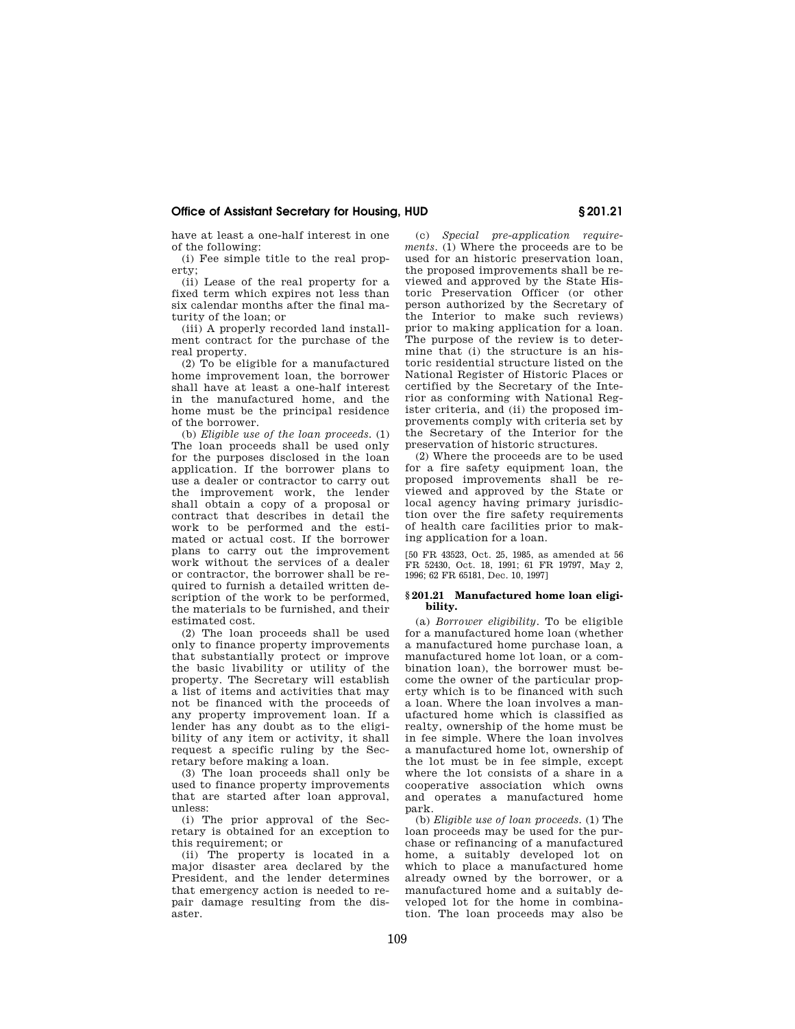have at least a one-half interest in one of the following:

(i) Fee simple title to the real property;

(ii) Lease of the real property for a fixed term which expires not less than six calendar months after the final maturity of the loan; or

(iii) A properly recorded land installment contract for the purchase of the real property.

(2) To be eligible for a manufactured home improvement loan, the borrower shall have at least a one-half interest in the manufactured home, and the home must be the principal residence of the borrower.

(b) *Eligible use of the loan proceeds.* (1) The loan proceeds shall be used only for the purposes disclosed in the loan application. If the borrower plans to use a dealer or contractor to carry out the improvement work, the lender shall obtain a copy of a proposal or contract that describes in detail the work to be performed and the estimated or actual cost. If the borrower plans to carry out the improvement work without the services of a dealer or contractor, the borrower shall be required to furnish a detailed written description of the work to be performed, the materials to be furnished, and their estimated cost.

(2) The loan proceeds shall be used only to finance property improvements that substantially protect or improve the basic livability or utility of the property. The Secretary will establish a list of items and activities that may not be financed with the proceeds of any property improvement loan. If a lender has any doubt as to the eligibility of any item or activity, it shall request a specific ruling by the Secretary before making a loan.

(3) The loan proceeds shall only be used to finance property improvements that are started after loan approval, unless:

(i) The prior approval of the Secretary is obtained for an exception to this requirement; or

(ii) The property is located in a major disaster area declared by the President, and the lender determines that emergency action is needed to repair damage resulting from the disaster.

(c) *Special pre-application requirements.* (1) Where the proceeds are to be used for an historic preservation loan, the proposed improvements shall be reviewed and approved by the State Historic Preservation Officer (or other person authorized by the Secretary of the Interior to make such reviews) prior to making application for a loan. The purpose of the review is to determine that (i) the structure is an historic residential structure listed on the National Register of Historic Places or certified by the Secretary of the Interior as conforming with National Register criteria, and (ii) the proposed improvements comply with criteria set by the Secretary of the Interior for the preservation of historic structures.

(2) Where the proceeds are to be used for a fire safety equipment loan, the proposed improvements shall be reviewed and approved by the State or local agency having primary jurisdiction over the fire safety requirements of health care facilities prior to making application for a loan.

[50 FR 43523, Oct. 25, 1985, as amended at 56 FR 52430, Oct. 18, 1991; 61 FR 19797, May 2, 1996; 62 FR 65181, Dec. 10, 1997]

## § 201.21 Manufactured home loan eligibility.

(a) *Borrower eligibility.* To be eligible for a manufactured home loan (whether a manufactured home purchase loan, a manufactured home lot loan, or a combination loan), the borrower must become the owner of the particular property which is to be financed with such a loan. Where the loan involves a manufactured home which is classified as realty, ownership of the home must be in fee simple. Where the loan involves a manufactured home lot, ownership of the lot must be in fee simple, except where the lot consists of a share in a cooperative association which owns and operates a manufactured home park.

(b) *Eligible use of loan proceeds.* (1) The loan proceeds may be used for the purchase or refinancing of a manufactured home, a suitably developed lot on which to place a manufactured home already owned by the borrower, or a manufactured home and a suitably developed lot for the home in combination. The loan proceeds may also be